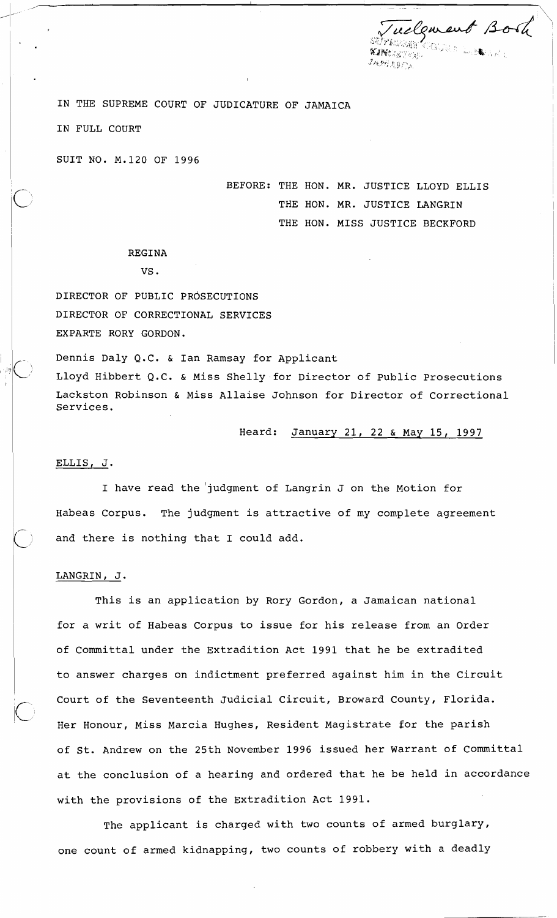Judgment Book

IN THE SUPREME COURT OF JUDICATURE OF JAMAICA

IN FULL COURT

SUIT NO. M.120 OF 1996

BEFORE: THE HON. MR. JUSTICE LLOYD ELLIS
THE HON. MR. JUSTICE LANGRIN
THE HON. MISS JUSTICE BECKFORD

REGINA

VS.

DIRECTOR OF PUBLIC PROSECUTIONS
DIRECTOR OF CORRECTIONAL SERVICES
EXPARTE RORY GORDON.

Dennis Daly Q.C. & Ian Ramsay for Applicant
Lloyd Hibbert Q.C. & Miss Shelly for Director of Public Prosecutions
Lackston Robinson & Miss Allaise Johnson for Director of Correctional Services.

Heard: January 21, 22 & May 15, 1997

ELLIS, J.

I have read the judgment of Langrin J on the Motion for Habeas Corpus. The judgment is attractive of my complete agreement and there is nothing that I could add.

LANGRIN, J.

This is an application by Rory Gordon, a Jamaican national for a writ of Habeas Corpus to issue for his release from an Order of Committal under the Extradition Act 1991 that he be extradited to answer charges on indictment preferred against him in the Circuit Court of the Seventeenth Judicial Circuit, Broward County, Florida. Her Honour, Miss Marcia Hughes, Resident Magistrate for the parish of St. Andrew on the 25th November 1996 issued her Warrant of Committal at the conclusion of a hearing and ordered that he be held in accordance with the provisions of the Extradition Act 1991.

The applicant is charged with two counts of armed burglary, one count of armed kidnapping, two counts of robbery with a deadly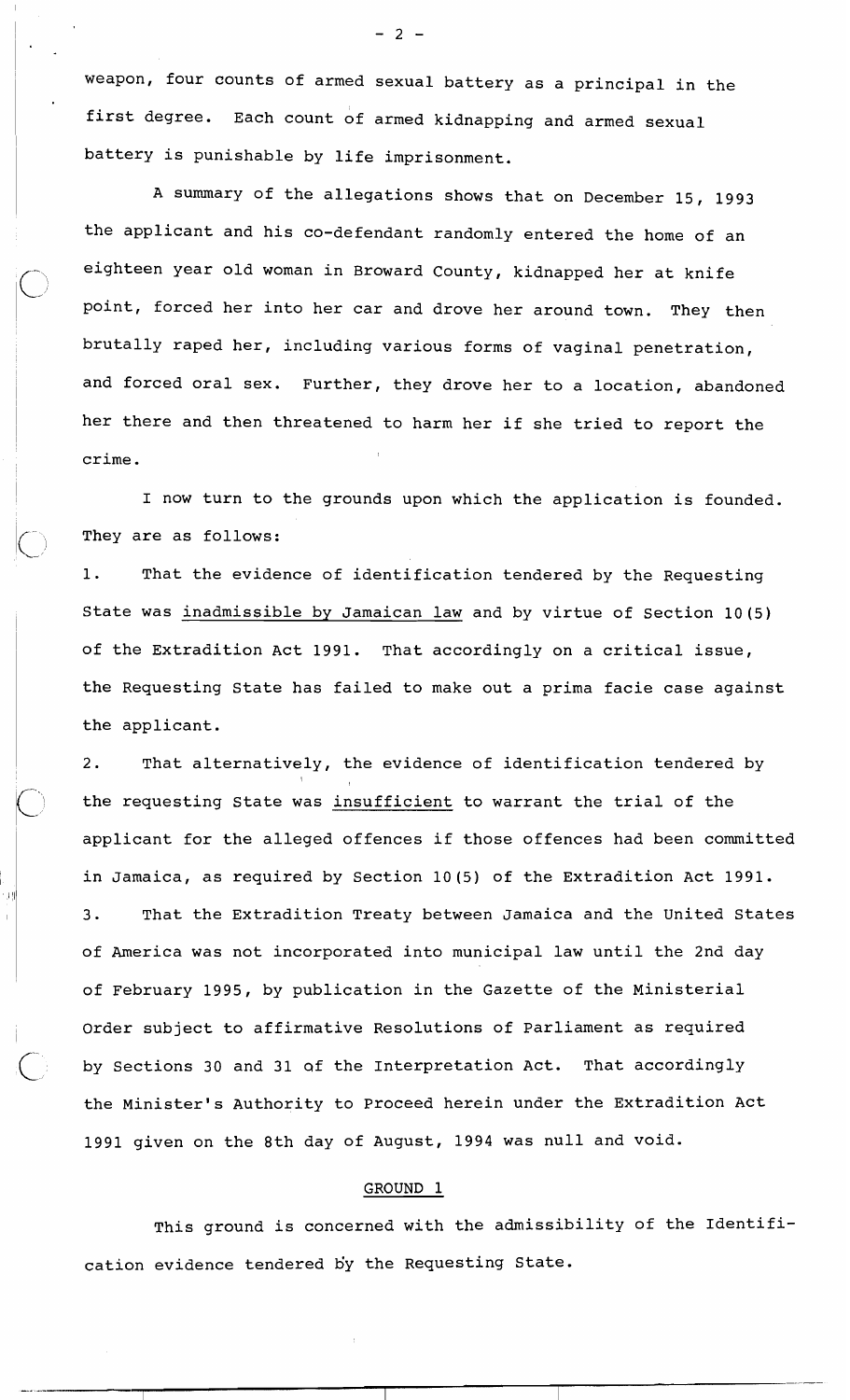weapon, four counts of armed sexual battery as a principal in the first degree. Each count of armed kidnapping and armed sexual battery is punishable by life imprisonment.

A summary of the allegations shows that on December 15, 1993 the applicant and his co-defendant randomly entered the home of an eighteen year old woman in Broward County, kidnapped her at knife point, forced her into her car and drove her around town. They then brutally raped her, including various forms of vaginal penetration, and forced oral sex. Further, they drove her to a location, abandoned her there and then threatened to harm her if she tried to report the crime.

I now turn to the grounds upon which the application is founded. They are as follows:

1. That the evidence of identification tendered by the Requesting State was <u>inadmissible by Jamaican law</u> and by virtue of Section 10(5) of the Extradition Act 1991. That accordingly on a critical issue, the Requesting State has failed to make out a prima facie case against the applicant.

2. That alternatively, the evidence of identification tendered by the requesting State was <u>insufficient</u> to warrant the trial of the applicant for the alleged offences if those offences had been committed in Jamaica, as required by Section 10(5) of the Extradition Act 1991.

3. That the Extradition Treaty between Jamaica and the United States of America was not incorporated into municipal law until the 2nd day of February 1995, by publication in the Gazette of the Ministerial Order subject to affirmative Resolutions of Parliament as required by Sections 30 and 31 of the Interpretation Act. That accordingly the Minister's Authority to Proceed herein under the Extradition Act 1991 given on the 8th day of August, 1994 was null and void.

## GROUND 1

This ground is concerned with the admissibility of the Identification evidence tendered by the Requesting State.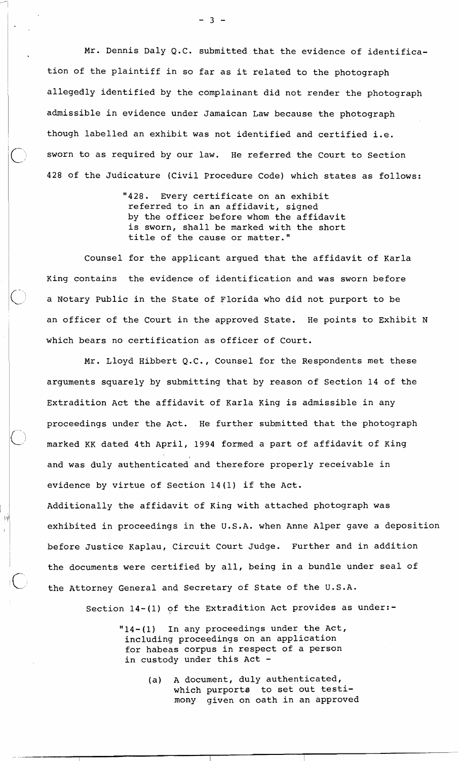Mr. Dennis Daly Q.C. submitted that the evidence of identification of the plaintiff in so far as it related to the photograph allegedly identified by the complainant did not render the photograph admissible in evidence under Jamaican Law because the photograph though labelled an exhibit was not identified and certified i.e. sworn to as required by our law. He referred the Court to Section 428 of the Judicature (Civil Procedure Code) which states as follows:

> "428. Every certificate on an exhibit referred to in an affidavit, signed by the officer before whom the affidavit is sworn, shall be marked with the short title of the cause or matter."

Counsel for the applicant argued that the affidavit of Karla King contains the evidence of identification and was sworn before a Notary Public in the State of Florida who did not purport to be an officer of the Court in the approved State. He points to Exhibit N which bears no certification as officer of Court.

Mr. Lloyd Hibbert Q.C., Counsel for the Respondents met these arguments squarely by submitting that by reason of Section 14 of the Extradition Act the affidavit of Karla King is admissible in any proceedings under the Act. He further submitted that the photograph marked KK dated 4th April, 1994 formed a part of affidavit of King and was duly authenticated and therefore properly receivable in evidence by virtue of Section 14(1) if the Act.

Additionally the affidavit of King with attached photograph was exhibited in proceedings in the U.S.A. when Anne Alper gave a deposition before Justice Kaplau, Circuit Court Judge. Further and in addition the documents were certified by all, being in a bundle under seal of the Attorney General and Secretary of State of the U.S.A.

Section 14-(1) of the Extradition Act provides as under:-

> "14-(1) In any proceedings under the Act, including proceedings on an application for habeas corpus in respect of a person in custody under this Act -
>
> (a) A document, duly authenticated, which purports to set out testimony given on oath in an approved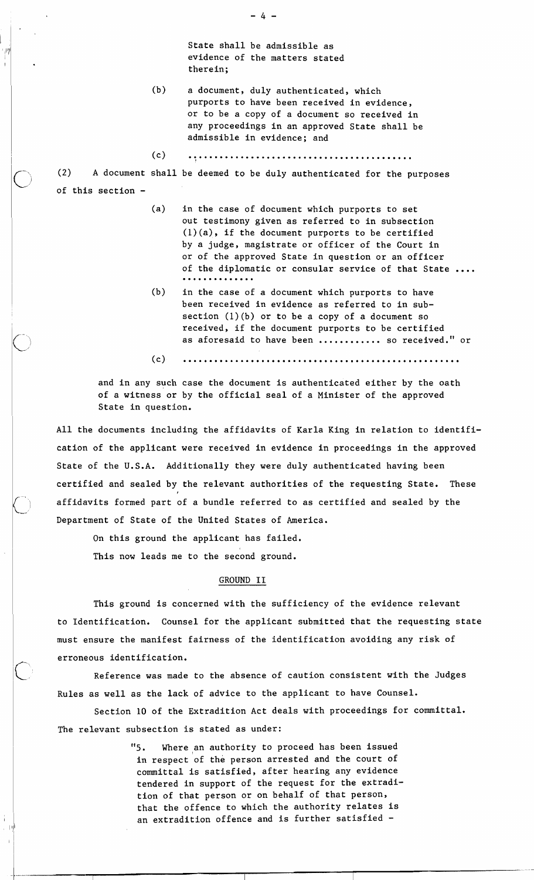State shall be admissible as evidence of the matters stated therein;

(b) a document, duly authenticated, which purports to have been received in evidence, or to be a copy of a document so received in any proceedings in an approved State shall be admissible in evidence; and

(c) ..........................................

(2) A document shall be deemed to be duly authenticated for the purposes of this section -

(a) in the case of document which purports to set out testimony given as referred to in subsection (1)(a), if the document purports to be certified by a judge, magistrate or officer of the Court in or of the approved State in question or an officer of the diplomatic or consular service of that State .... ..............

(b) in the case of a document which purports to have been received in evidence as referred to in subsection (1)(b) or to be a copy of a document so received, if the document purports to be certified as aforesaid to have been ........... so received." or

(c) ....................................................

and in any such case the document is authenticated either by the oath of a witness or by the official seal of a Minister of the approved State in question.

All the documents including the affidavits of Karla King in relation to identification of the applicant were received in evidence in proceedings in the approved State of the U.S.A. Additionally they were duly authenticated having been certified and sealed by the relevant authorities of the requesting State. These affidavits formed part of a bundle referred to as certified and sealed by the Department of State of the United States of America.

On this ground the applicant has failed.

This now leads me to the second ground.

## GROUND II

This ground is concerned with the sufficiency of the evidence relevant to Identification. Counsel for the applicant submitted that the requesting state must ensure the manifest fairness of the identification avoiding any risk of erroneous identification.

Reference was made to the absence of caution consistent with the Judges Rules as well as the lack of advice to the applicant to have Counsel.

Section 10 of the Extradition Act deals with proceedings for committal. The relevant subsection is stated as under:

> "5. Where an authority to proceed has been issued in respect of the person arrested and the court of committal is satisfied, after hearing any evidence tendered in support of the request for the extradition of that person or on behalf of that person, that the offence to which the authority relates is an extradition offence and is further satisfied -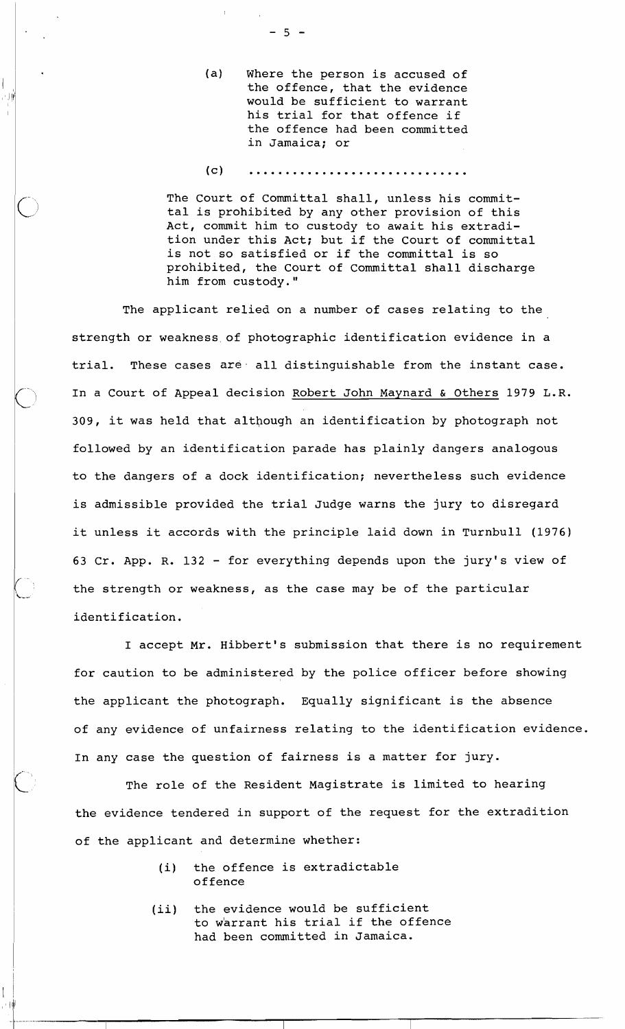> (a) Where the person is accused of the offence, that the evidence would be sufficient to warrant his trial for that offence if the offence had been committed in Jamaica; or
>
> (c) ..............................
>
> The Court of Committal shall, unless his committal is prohibited by any other provision of this Act, commit him to custody to await his extradition under this Act; but if the Court of committal is not so satisfied or if the committal is so prohibited, the Court of Committal shall discharge him from custody."

The applicant relied on a number of cases relating to the strength or weakness of photographic identification evidence in a trial. These cases are all distinguishable from the instant case. In a Court of Appeal decision Robert John Maynard & Others 1979 L.R. 309, it was held that although an identification by photograph not followed by an identification parade has plainly dangers analogous to the dangers of a dock identification; nevertheless such evidence is admissible provided the trial Judge warns the jury to disregard it unless it accords with the principle laid down in Turnbull (1976) 63 Cr. App. R. 132 - for everything depends upon the jury's view of the strength or weakness, as the case may be of the particular identification.

I accept Mr. Hibbert's submission that there is no requirement for caution to be administered by the police officer before showing the applicant the photograph. Equally significant is the absence of any evidence of unfairness relating to the identification evidence. In any case the question of fairness is a matter for jury.

The role of the Resident Magistrate is limited to hearing the evidence tendered in support of the request for the extradition of the applicant and determine whether:

> (i) the offence is extraditable offence
>
> (ii) the evidence would be sufficient to warrant his trial if the offence had been committed in Jamaica.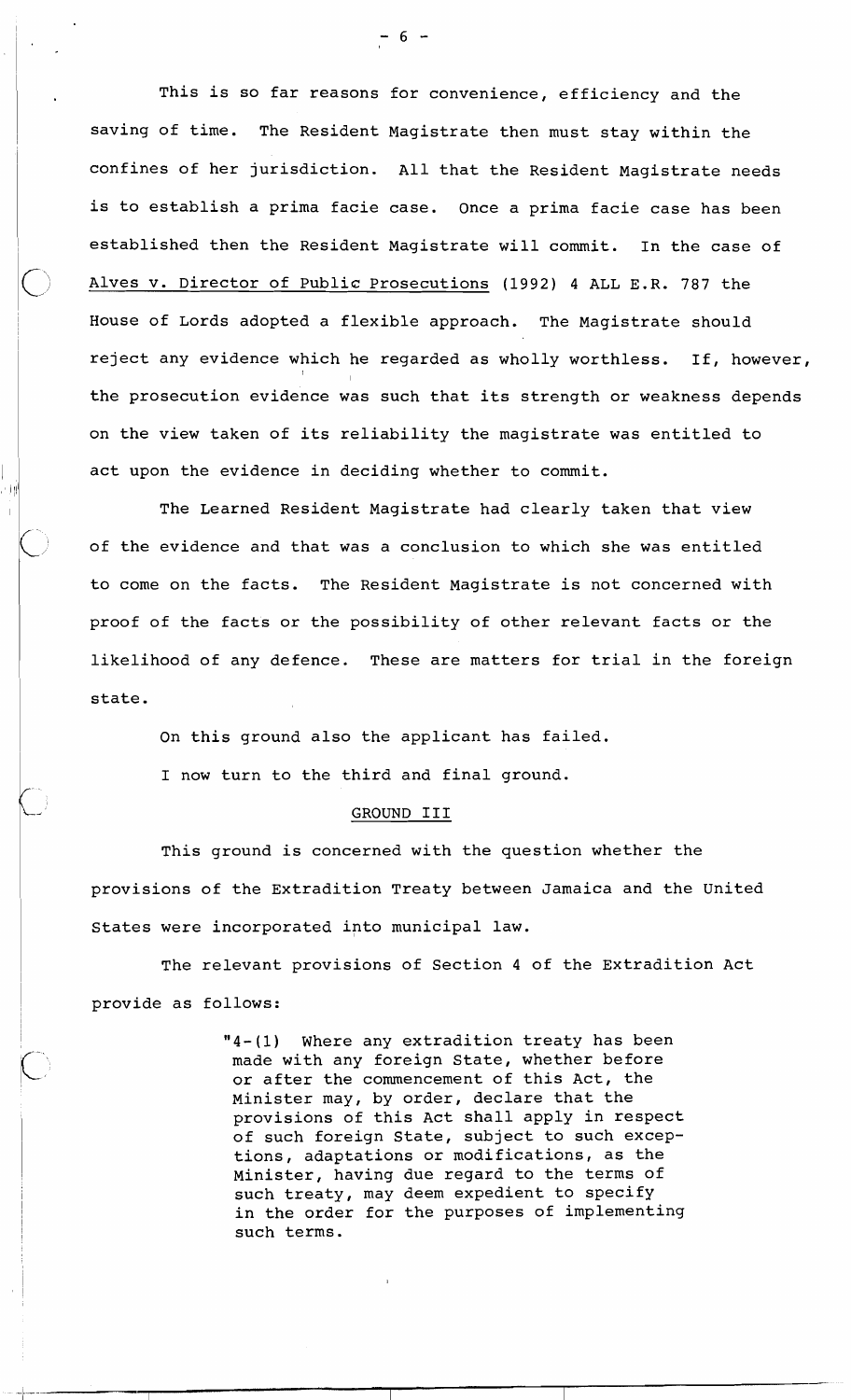This is so far reasons for convenience, efficiency and the saving of time. The Resident Magistrate then must stay within the confines of her jurisdiction. All that the Resident Magistrate needs is to establish a prima facie case. Once a prima facie case has been established then the Resident Magistrate will commit. In the case of Alves v. Director of Public Prosecutions (1992) 4 ALL E.R. 787 the House of Lords adopted a flexible approach. The Magistrate should reject any evidence which he regarded as wholly worthless. If, however, the prosecution evidence was such that its strength or weakness depends on the view taken of its reliability the magistrate was entitled to act upon the evidence in deciding whether to commit.

The Learned Resident Magistrate had clearly taken that view of the evidence and that was a conclusion to which she was entitled to come on the facts. The Resident Magistrate is not concerned with proof of the facts or the possibility of other relevant facts or the likelihood of any defence. These are matters for trial in the foreign state.

On this ground also the applicant has failed.

I now turn to the third and final ground.

## GROUND III

This ground is concerned with the question whether the provisions of the Extradition Treaty between Jamaica and the United States were incorporated into municipal law.

The relevant provisions of Section 4 of the Extradition Act provide as follows:

> "4-(1) Where any extradition treaty has been made with any foreign State, whether before or after the commencement of this Act, the Minister may, by order, declare that the provisions of this Act shall apply in respect of such foreign State, subject to such exceptions, adaptations or modifications, as the Minister, having due regard to the terms of such treaty, may deem expedient to specify in the order for the purposes of implementing such terms.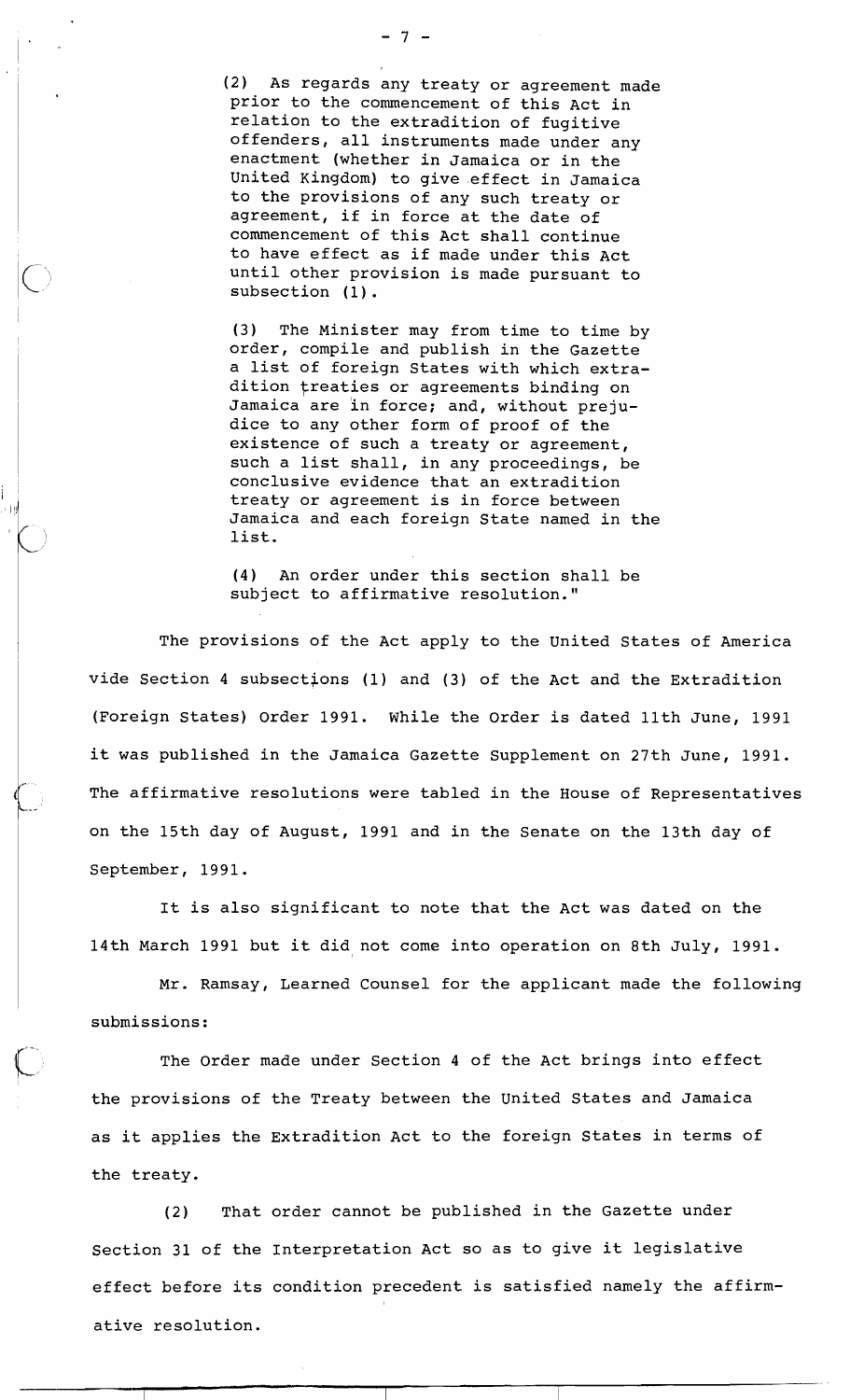(2) As regards any treaty or agreement made prior to the commencement of this Act in relation to the extradition of fugitive offenders, all instruments made under any enactment (whether in Jamaica or in the United Kingdom) to give effect in Jamaica to the provisions of any such treaty or agreement, if in force at the date of commencement of this Act shall continue to have effect as if made under this Act until other provision is made pursuant to subsection (1).

(3) The Minister may from time to time by order, compile and publish in the Gazette a list of foreign States with which extradition treaties or agreements binding on Jamaica are in force; and, without prejudice to any other form of proof of the existence of such a treaty or agreement, such a list shall, in any proceedings, be conclusive evidence that an extradition treaty or agreement is in force between Jamaica and each foreign State named in the list.

(4) An order under this section shall be subject to affirmative resolution."

The provisions of the Act apply to the United States of America vide Section 4 subsections (1) and (3) of the Act and the Extradition (Foreign States) Order 1991. While the Order is dated 11th June, 1991 it was published in the Jamaica Gazette Supplement on 27th June, 1991. The affirmative resolutions were tabled in the House of Representatives on the 15th day of August, 1991 and in the Senate on the 13th day of September, 1991.

It is also significant to note that the Act was dated on the 14th March 1991 but it did not come into operation on 8th July, 1991.

Mr. Ramsay, Learned Counsel for the applicant made the following submissions:

The Order made under Section 4 of the Act brings into effect the provisions of the Treaty between the United States and Jamaica as it applies the Extradition Act to the foreign States in terms of the treaty.

(2) That order cannot be published in the Gazette under Section 31 of the Interpretation Act so as to give it legislative effect before its condition precedent is satisfied namely the affirmative resolution.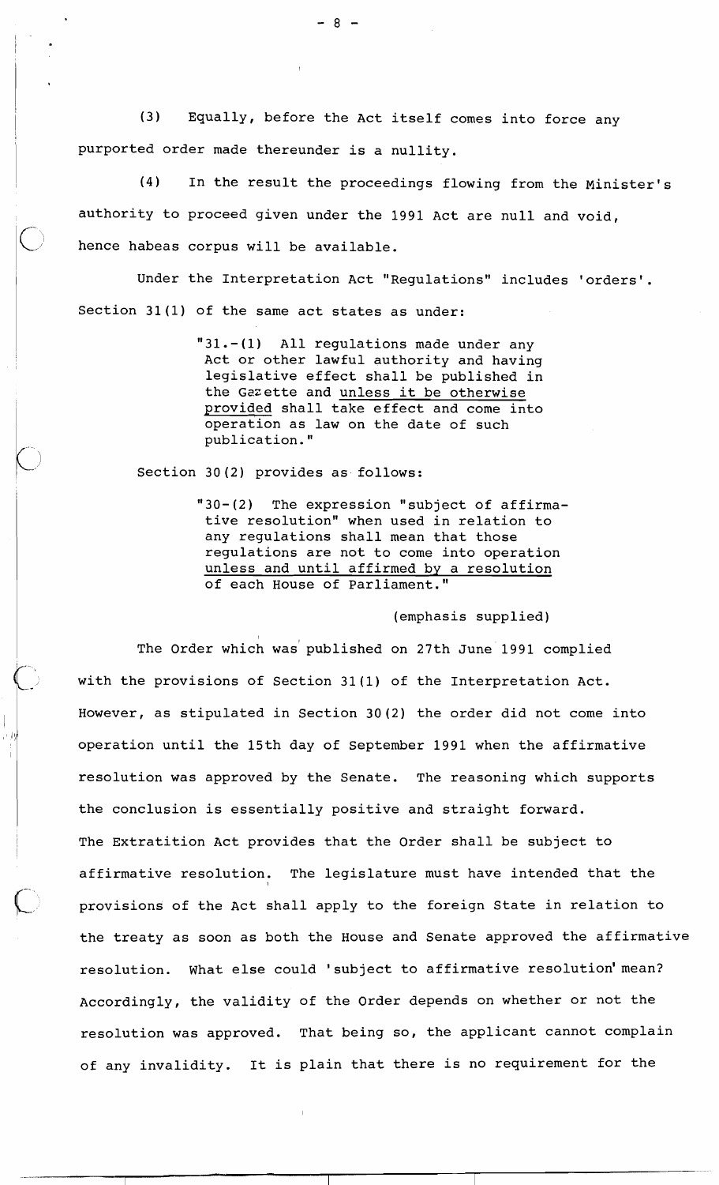(3) Equally, before the Act itself comes into force any purported order made thereunder is a nullity.

(4) In the result the proceedings flowing from the Minister's authority to proceed given under the 1991 Act are null and void, hence habeas corpus will be available.

Under the Interpretation Act "Regulations" includes 'orders'. Section 31(1) of the same act states as under:

> "31.-(1) All regulations made under any Act or other lawful authority and having legislative effect shall be published in the Gazette and unless it be otherwise provided shall take effect and come into operation as law on the date of such publication."

Section 30(2) provides as follows:

> "30-(2) The expression "subject of affirmative resolution" when used in relation to any regulations shall mean that those regulations are not to come into operation unless and until affirmed by a resolution of each House of Parliament."
>
> (emphasis supplied)

The Order which was published on 27th June 1991 complied with the provisions of Section 31(1) of the Interpretation Act. However, as stipulated in Section 30(2) the order did not come into operation until the 15th day of September 1991 when the affirmative resolution was approved by the Senate. The reasoning which supports the conclusion is essentially positive and straight forward. The Extratition Act provides that the Order shall be subject to affirmative resolution. The legislature must have intended that the provisions of the Act shall apply to the foreign State in relation to the treaty as soon as both the House and Senate approved the affirmative resolution. What else could 'subject to affirmative resolution' mean? Accordingly, the validity of the Order depends on whether or not the resolution was approved. That being so, the applicant cannot complain of any invalidity. It is plain that there is no requirement for the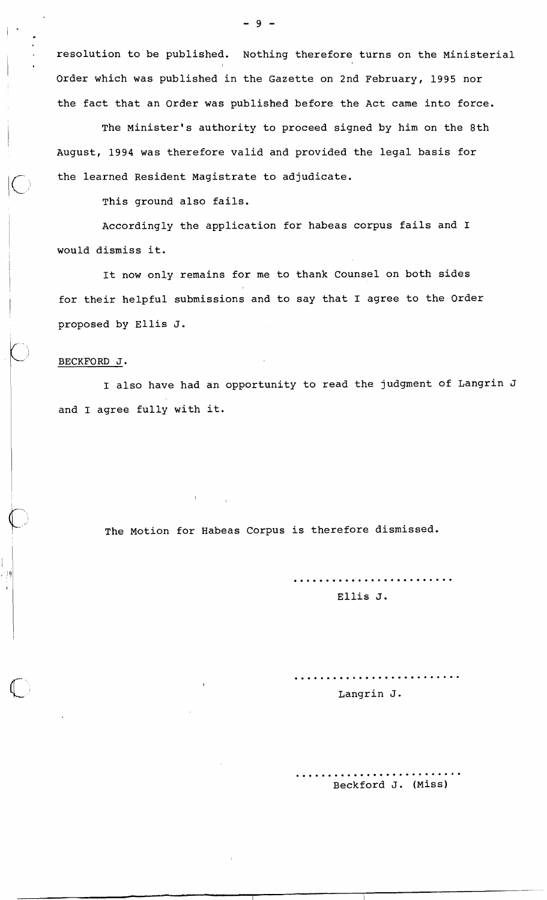resolution to be published. Nothing therefore turns on the Ministerial Order which was published in the Gazette on 2nd February, 1995 nor the fact that an Order was published before the Act came into force.

The Minister's authority to proceed signed by him on the 8th August, 1994 was therefore valid and provided the legal basis for the learned Resident Magistrate to adjudicate.

This ground also fails.

Accordingly the application for habeas corpus fails and I would dismiss it.

It now only remains for me to thank Counsel on both sides for their helpful submissions and to say that I agree to the Order proposed by Ellis J.

BECKFORD J.

I also have had an opportunity to read the judgment of Langrin J and I agree fully with it.

The Motion for Habeas Corpus is therefore dismissed.

..........................
Ellis J.

..........................
Langrin J.

..........................
Beckford J. (Miss)